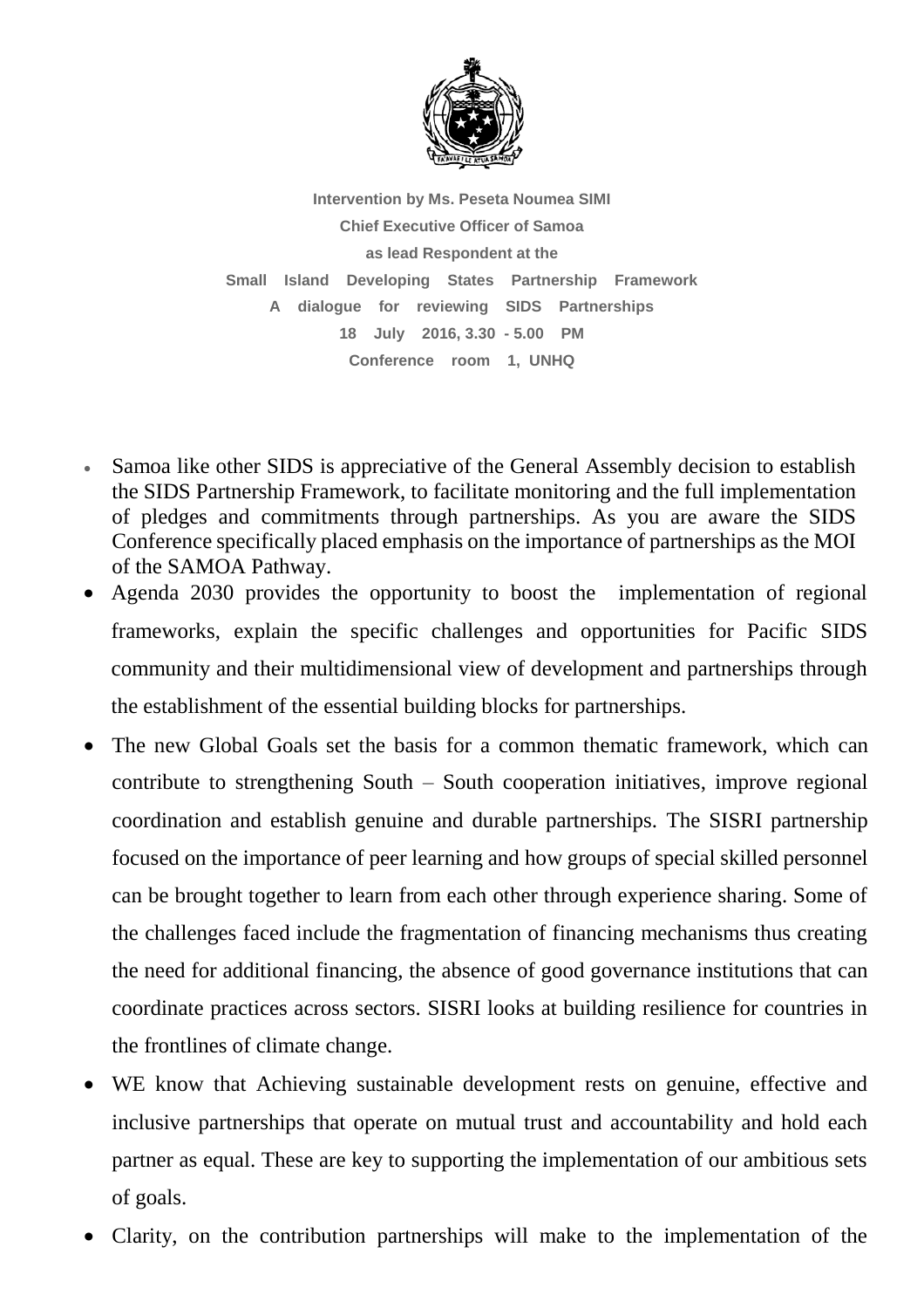**Intervention by Ms. Peseta Noumea SIMI**

**Chief Executive Officer of Samoa**

**as lead Respondent at the**

**Small Island Developing States Partnership Framework**

**A dialogue for reviewing SIDS Partnerships**

**18 July 2016, 3.30 - 5.00 PM**

**Conference room 1, UNHQ**

- Samoa like other SIDS is appreciative of the General Assembly decision to establish the SIDS Partnership Framework, to facilitate monitoring and the full implementation of pledges and commitments through partnerships. As you are aware the SIDS Conference specifically placed emphasis on the importance of partnerships as the MOI of the SAMOA Pathway.
- Agenda 2030 provides the opportunity to boost the implementation of regional frameworks, explain the specific challenges and opportunities for Pacific SIDS community and their multidimensional view of development and partnerships through the establishment of the essential building blocks for partnerships.
- The new Global Goals set the basis for a common thematic framework, which can contribute to strengthening South – South cooperation initiatives, improve regional coordination and establish genuine and durable partnerships. The SISRI partnership focused on the importance of peer learning and how groups of special skilled personnel can be brought together to learn from each other through experience sharing. Some of the challenges faced include the fragmentation of financing mechanisms thus creating the need for additional financing, the absence of good governance institutions that can coordinate practices across sectors. SISRI looks at building resilience for countries in the frontlines of climate change.
- WE know that Achieving sustainable development rests on genuine, effective and inclusive partnerships that operate on mutual trust and accountability and hold each partner as equal. These are key to supporting the implementation of our ambitious sets of goals.
- Clarity, on the contribution partnerships will make to the implementation of the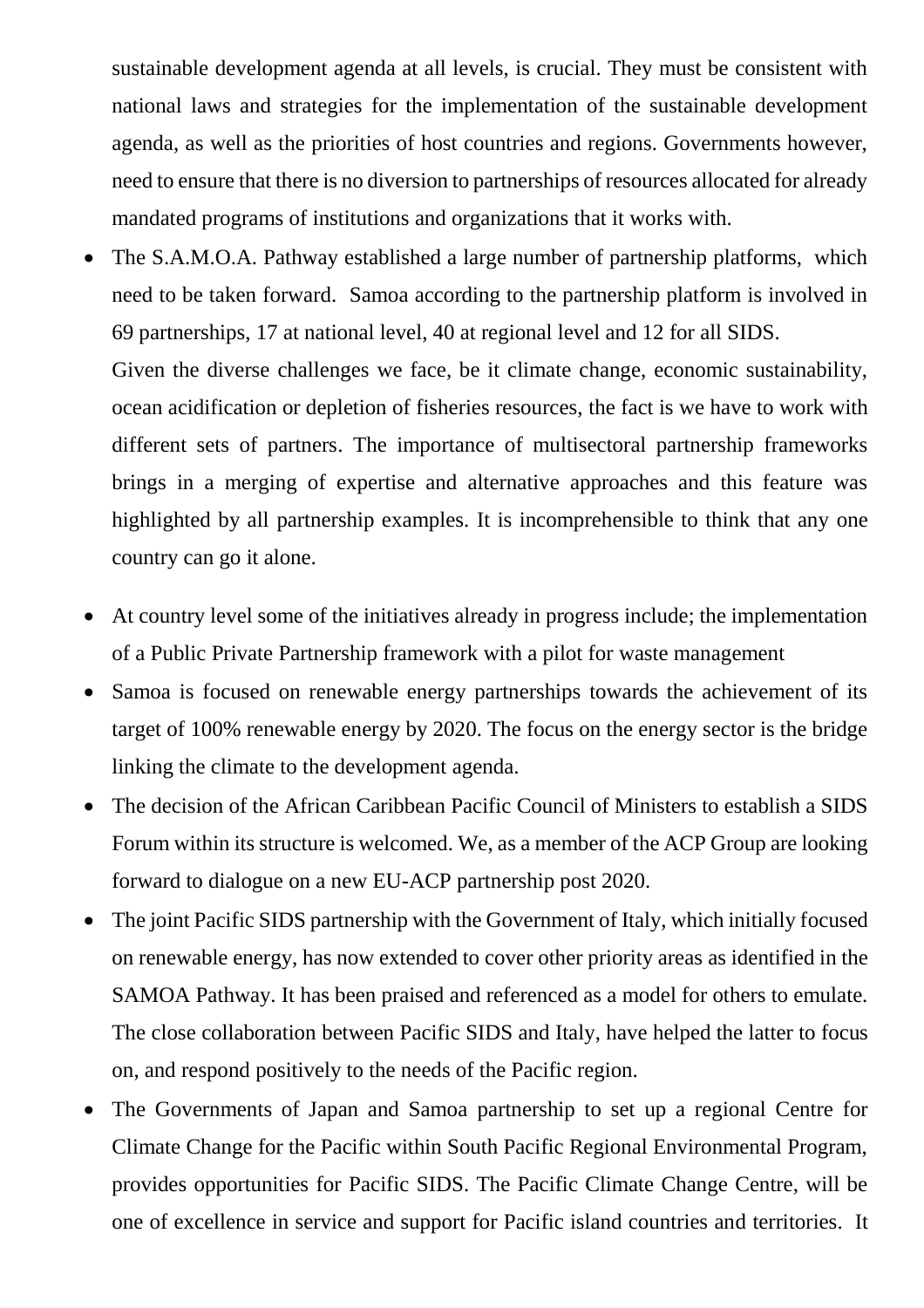sustainable development agenda at all levels, is crucial. They must be consistent with national laws and strategies for the implementation of the sustainable development agenda, as well as the priorities of host countries and regions. Governments however, need to ensure that there is no diversion to partnerships of resources allocated for already mandated programs of institutions and organizations that it works with.

- The S.A.M.O.A. Pathway established a large number of partnership platforms, which need to be taken forward. Samoa according to the partnership platform is involved in 69 partnerships, 17 at national level, 40 at regional level and 12 for all SIDS.

  Given the diverse challenges we face, be it climate change, economic sustainability, ocean acidification or depletion of fisheries resources, the fact is we have to work with different sets of partners. The importance of multisectoral partnership frameworks brings in a merging of expertise and alternative approaches and this feature was highlighted by all partnership examples. It is incomprehensible to think that any one country can go it alone.

- At country level some of the initiatives already in progress include; the implementation of a Public Private Partnership framework with a pilot for waste management
- Samoa is focused on renewable energy partnerships towards the achievement of its target of 100% renewable energy by 2020. The focus on the energy sector is the bridge linking the climate to the development agenda.
- The decision of the African Caribbean Pacific Council of Ministers to establish a SIDS Forum within its structure is welcomed. We, as a member of the ACP Group are looking forward to dialogue on a new EU-ACP partnership post 2020.
- The joint Pacific SIDS partnership with the Government of Italy, which initially focused on renewable energy, has now extended to cover other priority areas as identified in the SAMOA Pathway. It has been praised and referenced as a model for others to emulate. The close collaboration between Pacific SIDS and Italy, have helped the latter to focus on, and respond positively to the needs of the Pacific region.
- The Governments of Japan and Samoa partnership to set up a regional Centre for Climate Change for the Pacific within South Pacific Regional Environmental Program, provides opportunities for Pacific SIDS. The Pacific Climate Change Centre, will be one of excellence in service and support for Pacific island countries and territories. It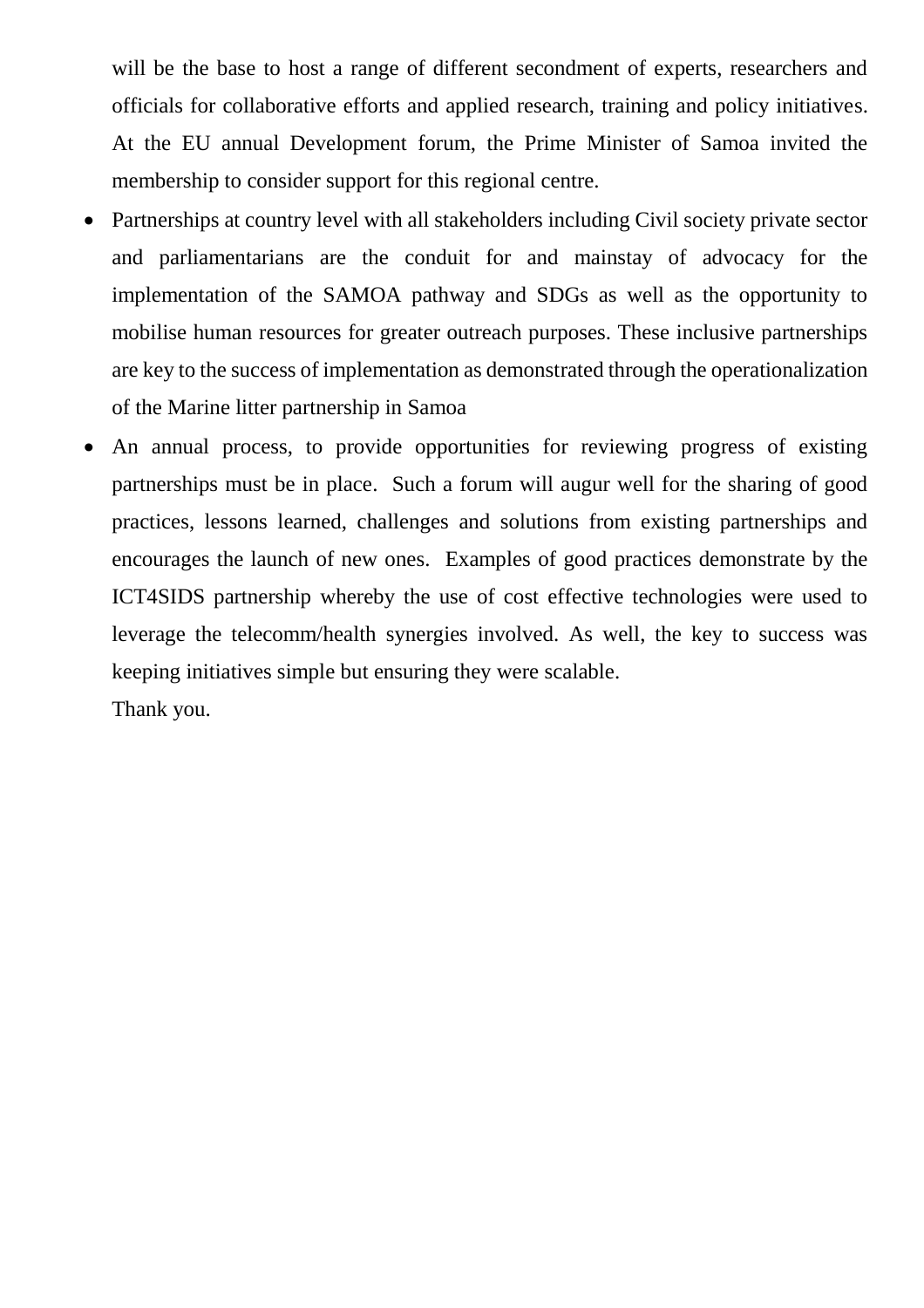will be the base to host a range of different secondment of experts, researchers and officials for collaborative efforts and applied research, training and policy initiatives. At the EU annual Development forum, the Prime Minister of Samoa invited the membership to consider support for this regional centre.

- Partnerships at country level with all stakeholders including Civil society private sector and parliamentarians are the conduit for and mainstay of advocacy for the implementation of the SAMOA pathway and SDGs as well as the opportunity to mobilise human resources for greater outreach purposes. These inclusive partnerships are key to the success of implementation as demonstrated through the operationalization of the Marine litter partnership in Samoa
- An annual process, to provide opportunities for reviewing progress of existing partnerships must be in place. Such a forum will augur well for the sharing of good practices, lessons learned, challenges and solutions from existing partnerships and encourages the launch of new ones. Examples of good practices demonstrate by the ICT4SIDS partnership whereby the use of cost effective technologies were used to leverage the telecomm/health synergies involved. As well, the key to success was keeping initiatives simple but ensuring they were scalable.

Thank you.